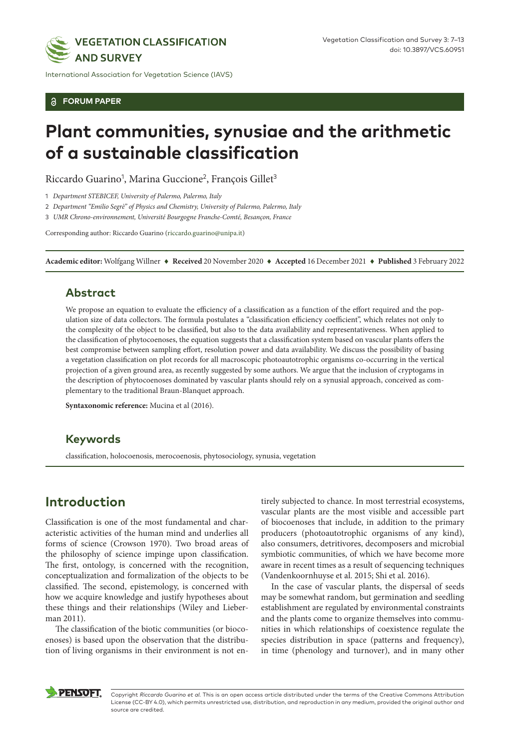FORUM PAPER

# Plant communities, synusiae and the arithmetic of a sustainable classification

Riccardo Guarino[1], Marina Guccione[2], François Gillet[3]

1 *Department STEBICEF, University of Palermo, Palermo, Italy*

2 *Department "Emilio Segrè" of Physics and Chemistry, University of Palermo, Palermo, Italy*

3 *UMR Chrono-environnement, Université Bourgogne Franche-Comté, Besançon, France*

Corresponding author: Riccardo Guarino (riccardo.guarino@unipa.it)

**Academic editor:** Wolfgang Willner ♦ **Received** 20 November 2020 ♦ **Accepted** 16 December 2021 ♦ **Published** 3 February 2022

## Abstract

We propose an equation to evaluate the efficiency of a classification as a function of the effort required and the population size of data collectors. The formula postulates a "classification efficiency coefficient", which relates not only to the complexity of the object to be classified, but also to the data availability and representativeness. When applied to the classification of phytocoenoses, the equation suggests that a classification system based on vascular plants offers the best compromise between sampling effort, resolution power and data availability. We discuss the possibility of basing a vegetation classification on plot records for all macroscopic photoautotrophic organisms co-occurring in the vertical projection of a given ground area, as recently suggested by some authors. We argue that the inclusion of cryptogams in the description of phytocoenoses dominated by vascular plants should rely on a synusial approach, conceived as complementary to the traditional Braun-Blanquet approach.

**Syntaxonomic reference:** Mucina et al (2016).

## Keywords

classification, holocoenosis, merocoenosis, phytosociology, synusia, vegetation

## Introduction

Classification is one of the most fundamental and characteristic activities of the human mind and underlies all forms of science (Crowson 1970). Two broad areas of the philosophy of science impinge upon classification. The first, ontology, is concerned with the recognition, conceptualization and formalization of the objects to be classified. The second, epistemology, is concerned with how we acquire knowledge and justify hypotheses about these things and their relationships (Wiley and Lieberman 2011).

The classification of the biotic communities (or biocoenoses) is based upon the observation that the distribution of living organisms in their environment is not entirely subjected to chance. In most terrestrial ecosystems, vascular plants are the most visible and accessible part of biocoenoses that include, in addition to the primary producers (photoautotrophic organisms of any kind), also consumers, detritivores, decomposers and microbial symbiotic communities, of which we have become more aware in recent times as a result of sequencing techniques (Vandenkoornhuyse et al. 2015; Shi et al. 2016).

In the case of vascular plants, the dispersal of seeds may be somewhat random, but germination and seedling establishment are regulated by environmental constraints and the plants come to organize themselves into communities in which relationships of coexistence regulate the species distribution in space (patterns and frequency), in time (phenology and turnover), and in many other

Copyright *Riccardo Guarino et al.* This is an open access article distributed under the terms of the Creative Commons Attribution License (CC-BY 4.0), which permits unrestricted use, distribution, and reproduction in any medium, provided the original author and source are credited.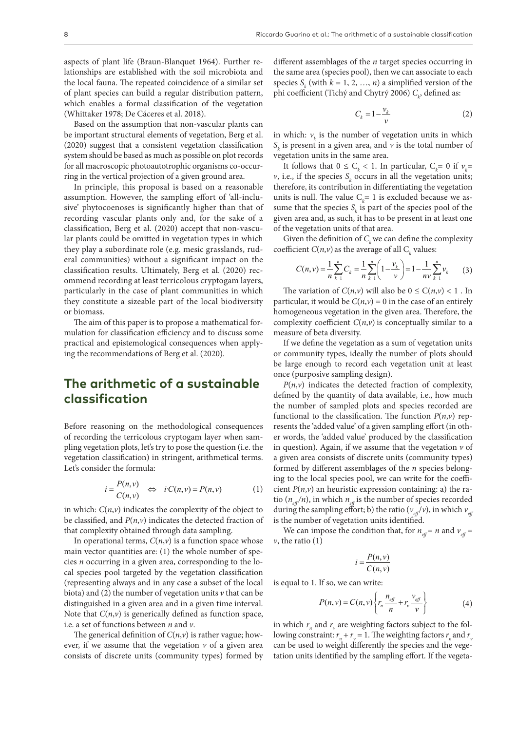aspects of plant life (Braun-Blanquet 1964). Further relationships are established with the soil microbiota and the local fauna. The repeated coincidence of a similar set of plant species can build a regular distribution pattern, which enables a formal classification of the vegetation (Whittaker 1978; De Cáceres et al. 2018).

Based on the assumption that non-vascular plants can be important structural elements of vegetation, Berg et al. (2020) suggest that a consistent vegetation classification system should be based as much as possible on plot records for all macroscopic photoautotrophic organisms co-occurring in the vertical projection of a given ground area.

In principle, this proposal is based on a reasonable assumption. However, the sampling effort of 'all-inclusive' phytocoenoses is significantly higher than that of recording vascular plants only and, for the sake of a classification, Berg et al. (2020) accept that non-vascular plants could be omitted in vegetation types in which they play a subordinate role (e.g. mesic grasslands, ruderal communities) without a significant impact on the classification results. Ultimately, Berg et al. (2020) recommend recording at least terricolous cryptogam layers, particularly in the case of plant communities in which they constitute a sizeable part of the local biodiversity or biomass.

The aim of this paper is to propose a mathematical formulation for classification efficiency and to discuss some practical and epistemological consequences when applying the recommendations of Berg et al. (2020).

## The arithmetic of a sustainable classification

Before reasoning on the methodological consequences of recording the terricolous cryptogam layer when sampling vegetation plots, let's try to pose the question (i.e. the vegetation classification) in stringent, arithmetical terms. Let's consider the formula:

$$i = \frac{P(n,v)}{C(n,v)} \iff i \cdot C(n,v) = P(n,v) \tag{1}$$

in which: $C(n,v)$ indicates the complexity of the object to be classified, and $P(n,v)$ indicates the detected fraction of that complexity obtained through data sampling.

In operational terms, $C(n,v)$ is a function space whose main vector quantities are: (1) the whole number of species $n$ occurring in a given area, corresponding to the local species pool targeted by the vegetation classification (representing always and in any case a subset of the local biota) and (2) the number of vegetation units $v$ that can be distinguished in a given area and in a given time interval. Note that $C(n,v)$ is generically defined as function space, i.e. a set of functions between $n$ and $v$.

The generical definition of $C(n,v)$ is rather vague; however, if we assume that the vegetation $v$ of a given area consists of discrete units (community types) formed by different assemblages of the $n$ target species occurring in the same area (species pool), then we can associate to each species $S_k$ (with $k = 1, 2, \ldots, n$) a simplified version of the phi coefficient (Tichý and Chytrý 2006) $C_k$, defined as:

$$C_k = 1 - \frac{v_k}{v} \tag{2}$$

in which: $v_k$ is the number of vegetation units in which $S_k$ is present in a given area, and $v$ is the total number of vegetation units in the same area.

It follows that $0 \leq C_k < 1$. In particular, $C_k = 0$ if $v_k = v$, i.e., if the species $S_k$ occurs in all the vegetation units; therefore, its contribution in differentiating the vegetation units is null. The value $C_k = 1$ is excluded because we assume that the species $S_k$ is part of the species pool of the given area and, as such, it has to be present in at least one of the vegetation units of that area.

Given the definition of $C_k$ we can define the complexity coefficient $C(n,v)$ as the average of all $C_k$ values:

$$C(n,v) = \frac{1}{n}\sum_{k=1}^{n} C_k = \frac{1}{n}\sum_{k=1}^{n}\left(1 - \frac{v_k}{v}\right) = 1 - \frac{1}{nv}\sum_{k=1}^{n} v_k \tag{3}$$

The variation of $C(n,v)$ will also be $0 \leq C(n,v) < 1$. In particular, it would be $C(n,v) = 0$ in the case of an entirely homogeneous vegetation in the given area. Therefore, the complexity coefficient $C(n,v)$ is conceptually similar to a measure of beta diversity.

If we define the vegetation as a sum of vegetation units or community types, ideally the number of plots should be large enough to record each vegetation unit at least once (purposive sampling design).

$P(n,v)$ indicates the detected fraction of complexity, defined by the quantity of data available, i.e., how much the number of sampled plots and species recorded are functional to the classification. The function $P(n,v)$ represents the 'added value' of a given sampling effort (in other words, the 'added value' produced by the classification in question). Again, if we assume that the vegetation $v$ of a given area consists of discrete units (community types) formed by different assemblages of the $n$ species belonging to the local species pool, we can write for the coefficient $P(n,v)$ an heuristic expression containing: a) the ratio ($n_{eff}/n$), in which $n_{eff}$ is the number of species recorded during the sampling effort; b) the ratio ($v_{eff}/v$), in which $v_{eff}$ is the number of vegetation units identified.

We can impose the condition that, for $n_{eff} = n$ and $v_{eff} = v$, the ratio (1)

$$i = \frac{P(n,v)}{C(n,v)}$$

is equal to 1. If so, we can write:

$$P(n,v) = C(n,v)\left\{r_n \frac{n_{eff}}{n} + r_v \frac{v_{eff}}{v}\right\} \tag{4}$$

in which $r_n$ and $r_v$ are weighting factors subject to the following constraint: $r_n + r_v = 1$. The weighting factors $r_n$ and $r_v$ can be used to weight differently the species and the vegetation units identified by the sampling effort. If the vegeta-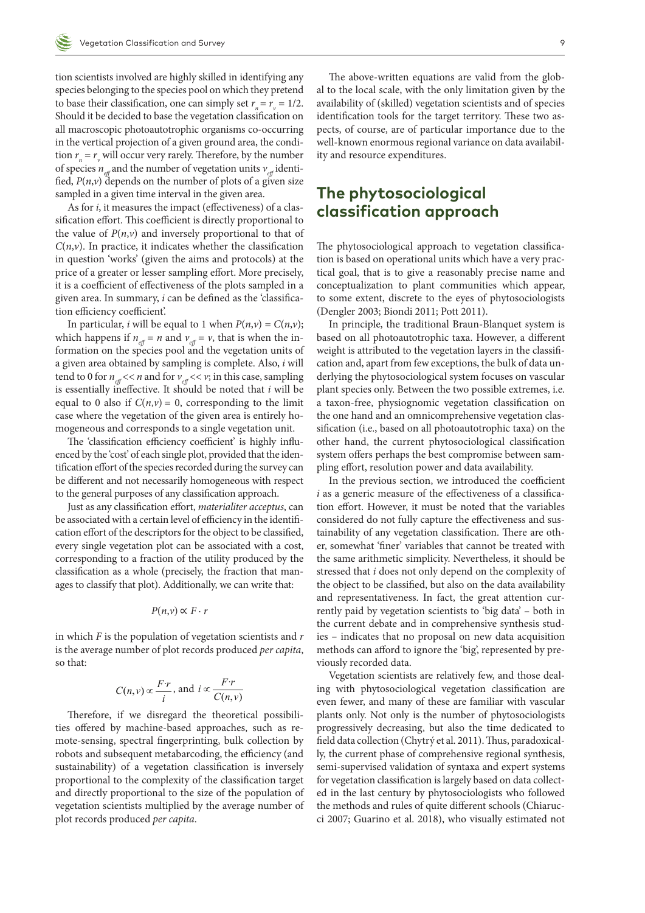tion scientists involved are highly skilled in identifying any species belonging to the species pool on which they pretend to base their classification, one can simply set $r_n = r_v = 1/2$. Should it be decided to base the vegetation classification on all macroscopic photoautotrophic organisms co-occurring in the vertical projection of a given ground area, the condition $r_n = r_v$ will occur very rarely. Therefore, by the number of species $n_{eff}$ and the number of vegetation units $v_{eff}$ identified, $P(n,v)$ depends on the number of plots of a given size sampled in a given time interval in the given area.

As for $i$, it measures the impact (effectiveness) of a classification effort. This coefficient is directly proportional to the value of $P(n,v)$ and inversely proportional to that of $C(n,v)$. In practice, it indicates whether the classification in question 'works' (given the aims and protocols) at the price of a greater or lesser sampling effort. More precisely, it is a coefficient of effectiveness of the plots sampled in a given area. In summary, $i$ can be defined as the 'classification efficiency coefficient'.

In particular, $i$ will be equal to 1 when $P(n,v) = C(n,v)$; which happens if $n_{eff} = n$ and $v_{eff} = v$, that is when the information on the species pool and the vegetation units of a given area obtained by sampling is complete. Also, $i$ will tend to 0 for $n_{eff} << n$ and for $v_{eff} << v$; in this case, sampling is essentially ineffective. It should be noted that $i$ will be equal to 0 also if $C(n,v) = 0$, corresponding to the limit case where the vegetation of the given area is entirely homogeneous and corresponds to a single vegetation unit.

The 'classification efficiency coefficient' is highly influenced by the 'cost' of each single plot, provided that the identification effort of the species recorded during the survey can be different and not necessarily homogeneous with respect to the general purposes of any classification approach.

Just as any classification effort, *materialiter acceptus*, can be associated with a certain level of efficiency in the identification effort of the descriptors for the object to be classified, every single vegetation plot can be associated with a cost, corresponding to a fraction of the utility produced by the classification as a whole (precisely, the fraction that manages to classify that plot). Additionally, we can write that:

$$P(n,v) \propto F \cdot r$$

in which $F$ is the population of vegetation scientists and $r$ is the average number of plot records produced *per capita*, so that:

$$C(n,v) \propto \frac{F \cdot r}{i}, \text{ and } i \propto \frac{F \cdot r}{C(n,v)}$$

Therefore, if we disregard the theoretical possibilities offered by machine-based approaches, such as remote-sensing, spectral fingerprinting, bulk collection by robots and subsequent metabarcoding, the efficiency (and sustainability) of a vegetation classification is inversely proportional to the complexity of the classification target and directly proportional to the size of the population of vegetation scientists multiplied by the average number of plot records produced *per capita*.

The above-written equations are valid from the global to the local scale, with the only limitation given by the availability of (skilled) vegetation scientists and of species identification tools for the target territory. These two aspects, of course, are of particular importance due to the well-known enormous regional variance on data availability and resource expenditures.

## The phytosociological classification approach

The phytosociological approach to vegetation classification is based on operational units which have a very practical goal, that is to give a reasonably precise name and conceptualization to plant communities which appear, to some extent, discrete to the eyes of phytosociologists (Dengler 2003; Biondi 2011; Pott 2011).

In principle, the traditional Braun-Blanquet system is based on all photoautotrophic taxa. However, a different weight is attributed to the vegetation layers in the classification and, apart from few exceptions, the bulk of data underlying the phytosociological system focuses on vascular plant species only. Between the two possible extremes, i.e. a taxon-free, physiognomic vegetation classification on the one hand and an omnicomprehensive vegetation classification (i.e., based on all photoautotrophic taxa) on the other hand, the current phytosociological classification system offers perhaps the best compromise between sampling effort, resolution power and data availability.

In the previous section, we introduced the coefficient $i$ as a generic measure of the effectiveness of a classification effort. However, it must be noted that the variables considered do not fully capture the effectiveness and sustainability of any vegetation classification. There are other, somewhat 'finer' variables that cannot be treated with the same arithmetic simplicity. Nevertheless, it should be stressed that $i$ does not only depend on the complexity of the object to be classified, but also on the data availability and representativeness. In fact, the great attention currently paid by vegetation scientists to 'big data' – both in the current debate and in comprehensive synthesis studies – indicates that no proposal on new data acquisition methods can afford to ignore the 'big', represented by previously recorded data.

Vegetation scientists are relatively few, and those dealing with phytosociological vegetation classification are even fewer, and many of these are familiar with vascular plants only. Not only is the number of phytosociologists progressively decreasing, but also the time dedicated to field data collection (Chytrý et al. 2011). Thus, paradoxically, the current phase of comprehensive regional synthesis, semi-supervised validation of syntaxa and expert systems for vegetation classification is largely based on data collected in the last century by phytosociologists who followed the methods and rules of quite different schools (Chiarucci 2007; Guarino et al. 2018), who visually estimated not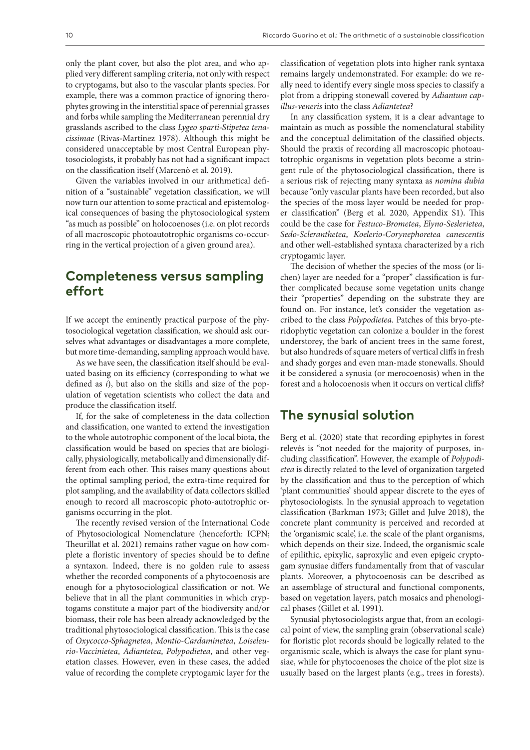only the plant cover, but also the plot area, and who applied very different sampling criteria, not only with respect to cryptogams, but also to the vascular plants species. For example, there was a common practice of ignoring therophytes growing in the interstitial space of perennial grasses and forbs while sampling the Mediterranean perennial dry grasslands ascribed to the class *Lygeo sparti-Stipetea tenacissimae* (Rivas-Martínez 1978). Although this might be considered unacceptable by most Central European phytosociologists, it probably has not had a significant impact on the classification itself (Marcenò et al. 2019).

Given the variables involved in our arithmetical definition of a "sustainable" vegetation classification, we will now turn our attention to some practical and epistemological consequences of basing the phytosociological system "as much as possible" on holocoenoses (i.e. on plot records of all macroscopic photoautotrophic organisms co-occurring in the vertical projection of a given ground area).

## Completeness versus sampling effort

If we accept the eminently practical purpose of the phytosociological vegetation classification, we should ask ourselves what advantages or disadvantages a more complete, but more time-demanding, sampling approach would have.

As we have seen, the classification itself should be evaluated basing on its efficiency (corresponding to what we defined as *i*), but also on the skills and size of the population of vegetation scientists who collect the data and produce the classification itself.

If, for the sake of completeness in the data collection and classification, one wanted to extend the investigation to the whole autotrophic component of the local biota, the classification would be based on species that are biologically, physiologically, metabolically and dimensionally different from each other. This raises many questions about the optimal sampling period, the extra-time required for plot sampling, and the availability of data collectors skilled enough to record all macroscopic photo-autotrophic organisms occurring in the plot.

The recently revised version of the International Code of Phytosociological Nomenclature (henceforth: ICPN; Theurillat et al. 2021) remains rather vague on how complete a floristic inventory of species should be to define a syntaxon. Indeed, there is no golden rule to assess whether the recorded components of a phytocoenosis are enough for a phytosociological classification or not. We believe that in all the plant communities in which cryptogams constitute a major part of the biodiversity and/or biomass, their role has been already acknowledged by the traditional phytosociological classification. This is the case of *Oxycocco-Sphagnetea*, *Montio-Cardaminetea*, *Loiseleurio-Vaccinietea*, *Adiantetea*, *Polypodietea*, and other vegetation classes. However, even in these cases, the added value of recording the complete cryptogamic layer for the classification of vegetation plots into higher rank syntaxa remains largely undemonstrated. For example: do we really need to identify every single moss species to classify a plot from a dripping stonewall covered by *Adiantum capillus-veneris* into the class *Adiantetea*?

In any classification system, it is a clear advantage to maintain as much as possible the nomenclatural stability and the conceptual delimitation of the classified objects. Should the praxis of recording all macroscopic photoautotrophic organisms in vegetation plots become a stringent rule of the phytosociological classification, there is a serious risk of rejecting many syntaxa as *nomina dubia* because "only vascular plants have been recorded, but also the species of the moss layer would be needed for proper classification" (Berg et al. 2020, Appendix S1). This could be the case for *Festuco-Brometea*, *Elyno-Seslerietea*, *Sedo-Scleranthetea*, *Koelerio-Corynephoretea canescentis* and other well-established syntaxa characterized by a rich cryptogamic layer.

The decision of whether the species of the moss (or lichen) layer are needed for a "proper" classification is further complicated because some vegetation units change their "properties" depending on the substrate they are found on. For instance, let's consider the vegetation ascribed to the class *Polypodietea*. Patches of this bryo-pteridophytic vegetation can colonize a boulder in the forest understorey, the bark of ancient trees in the same forest, but also hundreds of square meters of vertical cliffs in fresh and shady gorges and even man-made stonewalls. Should it be considered a synusia (or merocoenosis) when in the forest and a holocoenosis when it occurs on vertical cliffs?

## The synusial solution

Berg et al. (2020) state that recording epiphytes in forest relevés is "not needed for the majority of purposes, including classification". However, the example of *Polypodietea* is directly related to the level of organization targeted by the classification and thus to the perception of which 'plant communities' should appear discrete to the eyes of phytosociologists. In the synusial approach to vegetation classification (Barkman 1973; Gillet and Julve 2018), the concrete plant community is perceived and recorded at the 'organismic scale', i.e. the scale of the plant organisms, which depends on their size. Indeed, the organismic scale of epilithic, epixylic, saproxylic and even epigeic cryptogam synusiae differs fundamentally from that of vascular plants. Moreover, a phytocoenosis can be described as an assemblage of structural and functional components, based on vegetation layers, patch mosaics and phenological phases (Gillet et al. 1991).

Synusial phytosociologists argue that, from an ecological point of view, the sampling grain (observational scale) for floristic plot records should be logically related to the organismic scale, which is always the case for plant synusiae, while for phytocoenoses the choice of the plot size is usually based on the largest plants (e.g., trees in forests).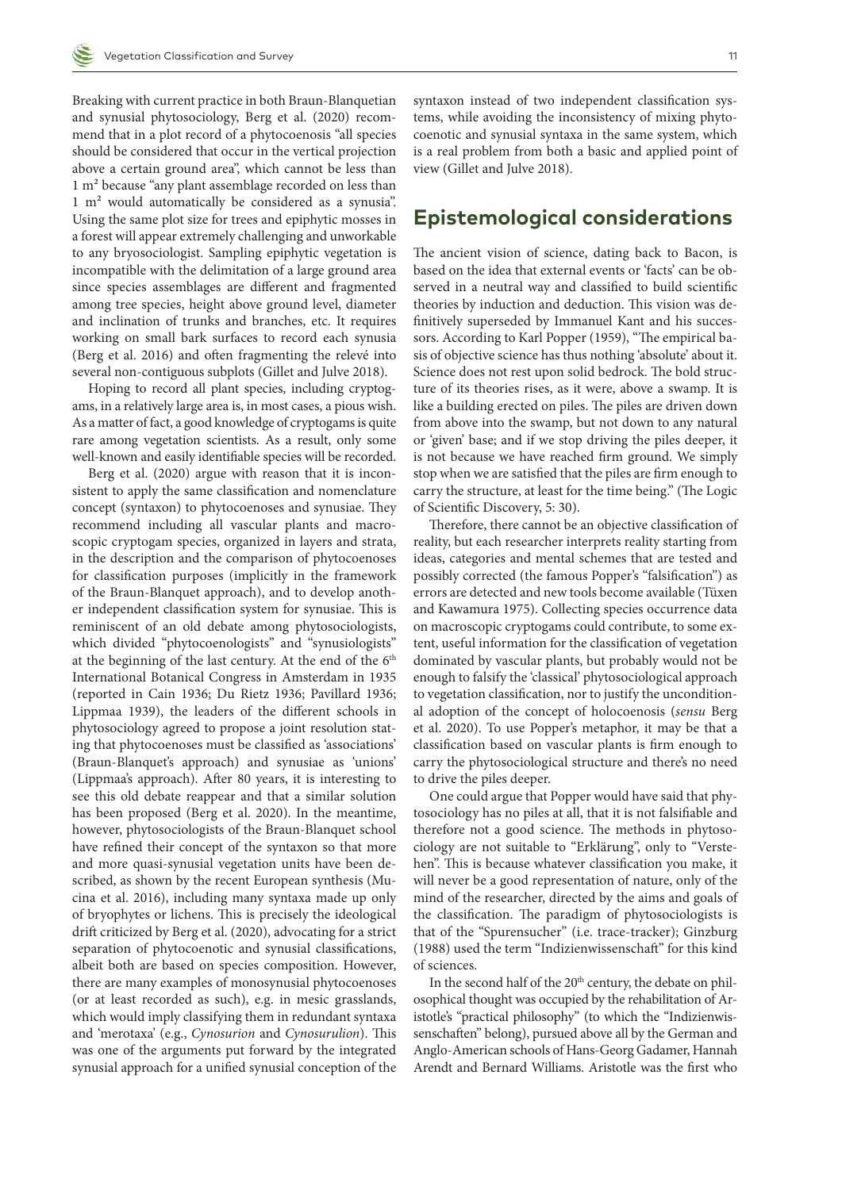Breaking with current practice in both Braun-Blanquetian and synusial phytosociology, Berg et al. (2020) recommend that in a plot record of a phytocoenosis "all species should be considered that occur in the vertical projection above a certain ground area", which cannot be less than 1 m² because "any plant assemblage recorded on less than 1 m² would automatically be considered as a synusia". Using the same plot size for trees and epiphytic mosses in a forest will appear extremely challenging and unworkable to any bryosociologist. Sampling epiphytic vegetation is incompatible with the delimitation of a large ground area since species assemblages are different and fragmented among tree species, height above ground level, diameter and inclination of trunks and branches, etc. It requires working on small bark surfaces to record each synusia (Berg et al. 2016) and often fragmenting the relevé into several non-contiguous subplots (Gillet and Julve 2018).

Hoping to record all plant species, including cryptogams, in a relatively large area is, in most cases, a pious wish. As a matter of fact, a good knowledge of cryptogams is quite rare among vegetation scientists. As a result, only some well-known and easily identifiable species will be recorded.

Berg et al. (2020) argue with reason that it is inconsistent to apply the same classification and nomenclature concept (syntaxon) to phytocoenoses and synusiae. They recommend including all vascular plants and macroscopic cryptogam species, organized in layers and strata, in the description and the comparison of phytocoenoses for classification purposes (implicitly in the framework of the Braun-Blanquet approach), and to develop another independent classification system for synusiae. This is reminiscent of an old debate among phytosociologists, which divided "phytocoenologists" and "synusiologists" at the beginning of the last century. At the end of the 6th International Botanical Congress in Amsterdam in 1935 (reported in Cain 1936; Du Rietz 1936; Pavillard 1936; Lippmaa 1939), the leaders of the different schools in phytosociology agreed to propose a joint resolution stating that phytocoenoses must be classified as 'associations' (Braun-Blanquet's approach) and synusiae as 'unions' (Lippmaa's approach). After 80 years, it is interesting to see this old debate reappear and that a similar solution has been proposed (Berg et al. 2020). In the meantime, however, phytosociologists of the Braun-Blanquet school have refined their concept of the syntaxon so that more and more quasi-synusial vegetation units have been described, as shown by the recent European synthesis (Mucina et al. 2016), including many syntaxa made up only of bryophytes or lichens. This is precisely the ideological drift criticized by Berg et al. (2020), advocating for a strict separation of phytocoenotic and synusial classifications, albeit both are based on species composition. However, there are many examples of monosynusial phytocoenoses (or at least recorded as such), e.g. in mesic grasslands, which would imply classifying them in redundant syntaxa and 'merotaxa' (e.g., *Cynosurion* and *Cynosurulion*). This was one of the arguments put forward by the integrated synusial approach for a unified synusial conception of the syntaxon instead of two independent classification systems, while avoiding the inconsistency of mixing phytocoenotic and synusial syntaxa in the same system, which is a real problem from both a basic and applied point of view (Gillet and Julve 2018).

## Epistemological considerations

The ancient vision of science, dating back to Bacon, is based on the idea that external events or 'facts' can be observed in a neutral way and classified to build scientific theories by induction and deduction. This vision was definitively superseded by Immanuel Kant and his successors. According to Karl Popper (1959), "The empirical basis of objective science has thus nothing 'absolute' about it. Science does not rest upon solid bedrock. The bold structure of its theories rises, as it were, above a swamp. It is like a building erected on piles. The piles are driven down from above into the swamp, but not down to any natural or 'given' base; and if we stop driving the piles deeper, it is not because we have reached firm ground. We simply stop when we are satisfied that the piles are firm enough to carry the structure, at least for the time being." (The Logic of Scientific Discovery, 5: 30).

Therefore, there cannot be an objective classification of reality, but each researcher interprets reality starting from ideas, categories and mental schemes that are tested and possibly corrected (the famous Popper's "falsification") as errors are detected and new tools become available (Tüxen and Kawamura 1975). Collecting species occurrence data on macroscopic cryptogams could contribute, to some extent, useful information for the classification of vegetation dominated by vascular plants, but probably would not be enough to falsify the 'classical' phytosociological approach to vegetation classification, nor to justify the unconditional adoption of the concept of holocoenosis (*sensu* Berg et al. 2020). To use Popper's metaphor, it may be that a classification based on vascular plants is firm enough to carry the phytosociological structure and there's no need to drive the piles deeper.

One could argue that Popper would have said that phytosociology has no piles at all, that it is not falsifiable and therefore not a good science. The methods in phytosociology are not suitable to "Erklärung", only to "Verstehen". This is because whatever classification you make, it will never be a good representation of nature, only of the mind of the researcher, directed by the aims and goals of the classification. The paradigm of phytosociologists is that of the "Spurensucher" (i.e. trace-tracker); Ginzburg (1988) used the term "Indizienwissenschaft" for this kind of sciences.

In the second half of the 20th century, the debate on philosophical thought was occupied by the rehabilitation of Aristotle's "practical philosophy" (to which the "Indizienwissenschaften" belong), pursued above all by the German and Anglo-American schools of Hans-Georg Gadamer, Hannah Arendt and Bernard Williams. Aristotle was the first who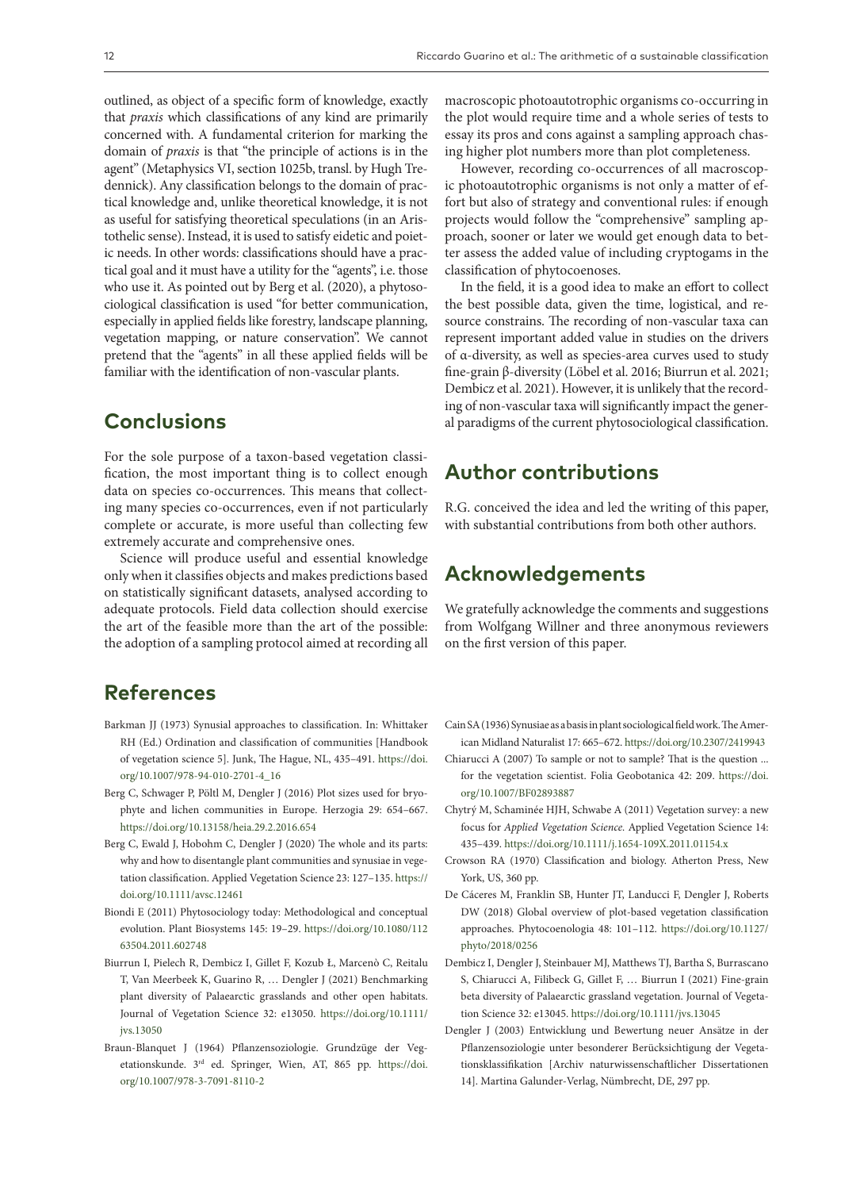outlined, as object of a specific form of knowledge, exactly that *praxis* which classifications of any kind are primarily concerned with. A fundamental criterion for marking the domain of *praxis* is that "the principle of actions is in the agent" (Metaphysics VI, section 1025b, transl. by Hugh Tredennick). Any classification belongs to the domain of practical knowledge and, unlike theoretical knowledge, it is not as useful for satisfying theoretical speculations (in an Aristothelic sense). Instead, it is used to satisfy eidetic and poietic needs. In other words: classifications should have a practical goal and it must have a utility for the "agents", i.e. those who use it. As pointed out by Berg et al. (2020), a phytosociological classification is used "for better communication, especially in applied fields like forestry, landscape planning, vegetation mapping, or nature conservation". We cannot pretend that the "agents" in all these applied fields will be familiar with the identification of non-vascular plants.

## Conclusions

For the sole purpose of a taxon-based vegetation classification, the most important thing is to collect enough data on species co-occurrences. This means that collecting many species co-occurrences, even if not particularly complete or accurate, is more useful than collecting few extremely accurate and comprehensive ones.

Science will produce useful and essential knowledge only when it classifies objects and makes predictions based on statistically significant datasets, analysed according to adequate protocols. Field data collection should exercise the art of the feasible more than the art of the possible: the adoption of a sampling protocol aimed at recording all macroscopic photoautotrophic organisms co-occurring in the plot would require time and a whole series of tests to essay its pros and cons against a sampling approach chasing higher plot numbers more than plot completeness.

However, recording co-occurrences of all macroscopic photoautotrophic organisms is not only a matter of effort but also of strategy and conventional rules: if enough projects would follow the "comprehensive" sampling approach, sooner or later we would get enough data to better assess the added value of including cryptogams in the classification of phytocoenoses.

In the field, it is a good idea to make an effort to collect the best possible data, given the time, logistical, and resource constrains. The recording of non-vascular taxa can represent important added value in studies on the drivers of α-diversity, as well as species-area curves used to study fine-grain β-diversity (Löbel et al. 2016; Biurrun et al. 2021; Dembicz et al. 2021). However, it is unlikely that the recording of non-vascular taxa will significantly impact the general paradigms of the current phytosociological classification.

## Author contributions

R.G. conceived the idea and led the writing of this paper, with substantial contributions from both other authors.

## Acknowledgements

We gratefully acknowledge the comments and suggestions from Wolfgang Willner and three anonymous reviewers on the first version of this paper.

## References

Barkman JJ (1973) Synusial approaches to classification. In: Whittaker RH (Ed.) Ordination and classification of communities [Handbook of vegetation science 5]. Junk, The Hague, NL, 435–491. https://doi.org/10.1007/978-94-010-2701-4_16

Berg C, Schwager P, Pöltl M, Dengler J (2016) Plot sizes used for bryophyte and lichen communities in Europe. Herzogia 29: 654–667. https://doi.org/10.13158/heia.29.2.2016.654

Berg C, Ewald J, Hobohm C, Dengler J (2020) The whole and its parts: why and how to disentangle plant communities and synusiae in vegetation classification. Applied Vegetation Science 23: 127–135. https://doi.org/10.1111/avsc.12461

Biondi E (2011) Phytosociology today: Methodological and conceptual evolution. Plant Biosystems 145: 19–29. https://doi.org/10.1080/11263504.2011.602748

Biurrun I, Pielech R, Dembicz I, Gillet F, Kozub Ł, Marcenò C, Reitalu T, Van Meerbeek K, Guarino R, … Dengler J (2021) Benchmarking plant diversity of Palaearctic grasslands and other open habitats. Journal of Vegetation Science 32: e13050. https://doi.org/10.1111/jvs.13050

Braun-Blanquet J (1964) Pflanzensoziologie. Grundzüge der Vegetationskunde. 3rd ed. Springer, Wien, AT, 865 pp. https://doi.org/10.1007/978-3-7091-8110-2

Cain SA (1936) Synusiae as a basis in plant sociological field work. The American Midland Naturalist 17: 665–672. https://doi.org/10.2307/2419943

Chiarucci A (2007) To sample or not to sample? That is the question ... for the vegetation scientist. Folia Geobotanica 42: 209. https://doi.org/10.1007/BF02893887

Chytrý M, Schaminée HJH, Schwabe A (2011) Vegetation survey: a new focus for *Applied Vegetation Science*. Applied Vegetation Science 14: 435–439. https://doi.org/10.1111/j.1654-109X.2011.01154.x

Crowson RA (1970) Classification and biology. Atherton Press, New York, US, 360 pp.

De Cáceres M, Franklin SB, Hunter JT, Landucci F, Dengler J, Roberts DW (2018) Global overview of plot-based vegetation classification approaches. Phytocoenologia 48: 101–112. https://doi.org/10.1127/phyto/2018/0256

Dembicz I, Dengler J, Steinbauer MJ, Matthews TJ, Bartha S, Burrascano S, Chiarucci A, Filibeck G, Gillet F, … Biurrun I (2021) Fine-grain beta diversity of Palaearctic grassland vegetation. Journal of Vegetation Science 32: e13045. https://doi.org/10.1111/jvs.13045

Dengler J (2003) Entwicklung und Bewertung neuer Ansätze in der Pflanzensoziologie unter besonderer Berücksichtigung der Vegetationsklassifikation [Archiv naturwissenschaftlicher Dissertationen 14]. Martina Galunder-Verlag, Nümbrecht, DE, 297 pp.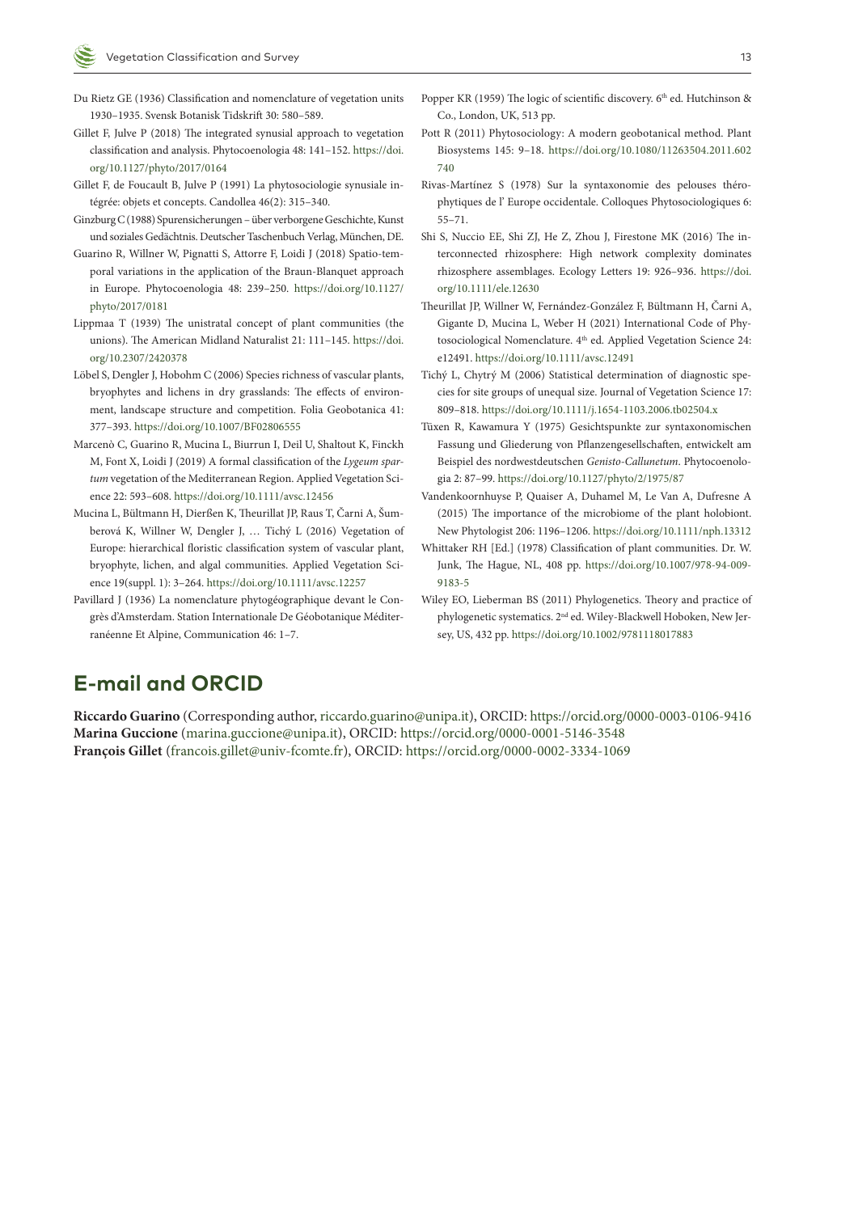Du Rietz GE (1936) Classification and nomenclature of vegetation units 1930–1935. Svensk Botanisk Tidskrift 30: 580–589.

Gillet F, Julve P (2018) The integrated synusial approach to vegetation classification and analysis. Phytocoenologia 48: 141–152. https://doi.org/10.1127/phyto/2017/0164

Gillet F, de Foucault B, Julve P (1991) La phytosociologie synusiale intégrée: objets et concepts. Candollea 46(2): 315–340.

Ginzburg C (1988) Spurensicherungen – über verborgene Geschichte, Kunst und soziales Gedächtnis. Deutscher Taschenbuch Verlag, München, DE.

Guarino R, Willner W, Pignatti S, Attorre F, Loidi J (2018) Spatio-temporal variations in the application of the Braun-Blanquet approach in Europe. Phytocoenologia 48: 239–250. https://doi.org/10.1127/phyto/2017/0181

Lippmaa T (1939) The unistratal concept of plant communities (the unions). The American Midland Naturalist 21: 111–145. https://doi.org/10.2307/2420378

Löbel S, Dengler J, Hobohm C (2006) Species richness of vascular plants, bryophytes and lichens in dry grasslands: The effects of environment, landscape structure and competition. Folia Geobotanica 41: 377–393. https://doi.org/10.1007/BF02806555

Marcenò C, Guarino R, Mucina L, Biurrun I, Deil U, Shaltout K, Finckh M, Font X, Loidi J (2019) A formal classification of the *Lygeum spartum* vegetation of the Mediterranean Region. Applied Vegetation Science 22: 593–608. https://doi.org/10.1111/avsc.12456

Mucina L, Bültmann H, Dierßen K, Theurillat JP, Raus T, Čarni A, Šumberová K, Willner W, Dengler J, … Tichý L (2016) Vegetation of Europe: hierarchical floristic classification system of vascular plant, bryophyte, lichen, and algal communities. Applied Vegetation Science 19(suppl. 1): 3–264. https://doi.org/10.1111/avsc.12257

Pavillard J (1936) La nomenclature phytogéographique devant le Congrès d'Amsterdam. Station Internationale De Géobotanique Méditerranéenne Et Alpine, Communication 46: 1–7.

Popper KR (1959) The logic of scientific discovery. 6th ed. Hutchinson & Co., London, UK, 513 pp.

Pott R (2011) Phytosociology: A modern geobotanical method. Plant Biosystems 145: 9–18. https://doi.org/10.1080/11263504.2011.602740

Rivas-Martínez S (1978) Sur la syntaxonomie des pelouses thérophytiques de l' Europe occidentale. Colloques Phytosociologiques 6: 55–71.

Shi S, Nuccio EE, Shi ZJ, He Z, Zhou J, Firestone MK (2016) The interconnected rhizosphere: High network complexity dominates rhizosphere assemblages. Ecology Letters 19: 926–936. https://doi.org/10.1111/ele.12630

Theurillat JP, Willner W, Fernández-González F, Bültmann H, Čarni A, Gigante D, Mucina L, Weber H (2021) International Code of Phytosociological Nomenclature. 4th ed. Applied Vegetation Science 24: e12491. https://doi.org/10.1111/avsc.12491

Tichý L, Chytrý M (2006) Statistical determination of diagnostic species for site groups of unequal size. Journal of Vegetation Science 17: 809–818. https://doi.org/10.1111/j.1654-1103.2006.tb02504.x

Tüxen R, Kawamura Y (1975) Gesichtspunkte zur syntaxonomischen Fassung und Gliederung von Pflanzengesellschaften, entwickelt am Beispiel des nordwestdeutschen *Genisto-Callunetum*. Phytocoenologia 2: 87–99. https://doi.org/10.1127/phyto/2/1975/87

Vandenkoornhuyse P, Quaiser A, Duhamel M, Le Van A, Dufresne A (2015) The importance of the microbiome of the plant holobiont. New Phytologist 206: 1196–1206. https://doi.org/10.1111/nph.13312

Whittaker RH [Ed.] (1978) Classification of plant communities. Dr. W. Junk, The Hague, NL, 408 pp. https://doi.org/10.1007/978-94-009-9183-5

Wiley EO, Lieberman BS (2011) Phylogenetics. Theory and practice of phylogenetic systematics. 2nd ed. Wiley-Blackwell Hoboken, New Jersey, US, 432 pp. https://doi.org/10.1002/9781118017883

## E-mail and ORCID

**Riccardo Guarino** (Corresponding author, riccardo.guarino@unipa.it), ORCID: https://orcid.org/0000-0003-0106-9416
**Marina Guccione** (marina.guccione@unipa.it), ORCID: https://orcid.org/0000-0001-5146-3548
**François Gillet** (francois.gillet@univ-fcomte.fr), ORCID: https://orcid.org/0000-0002-3334-1069